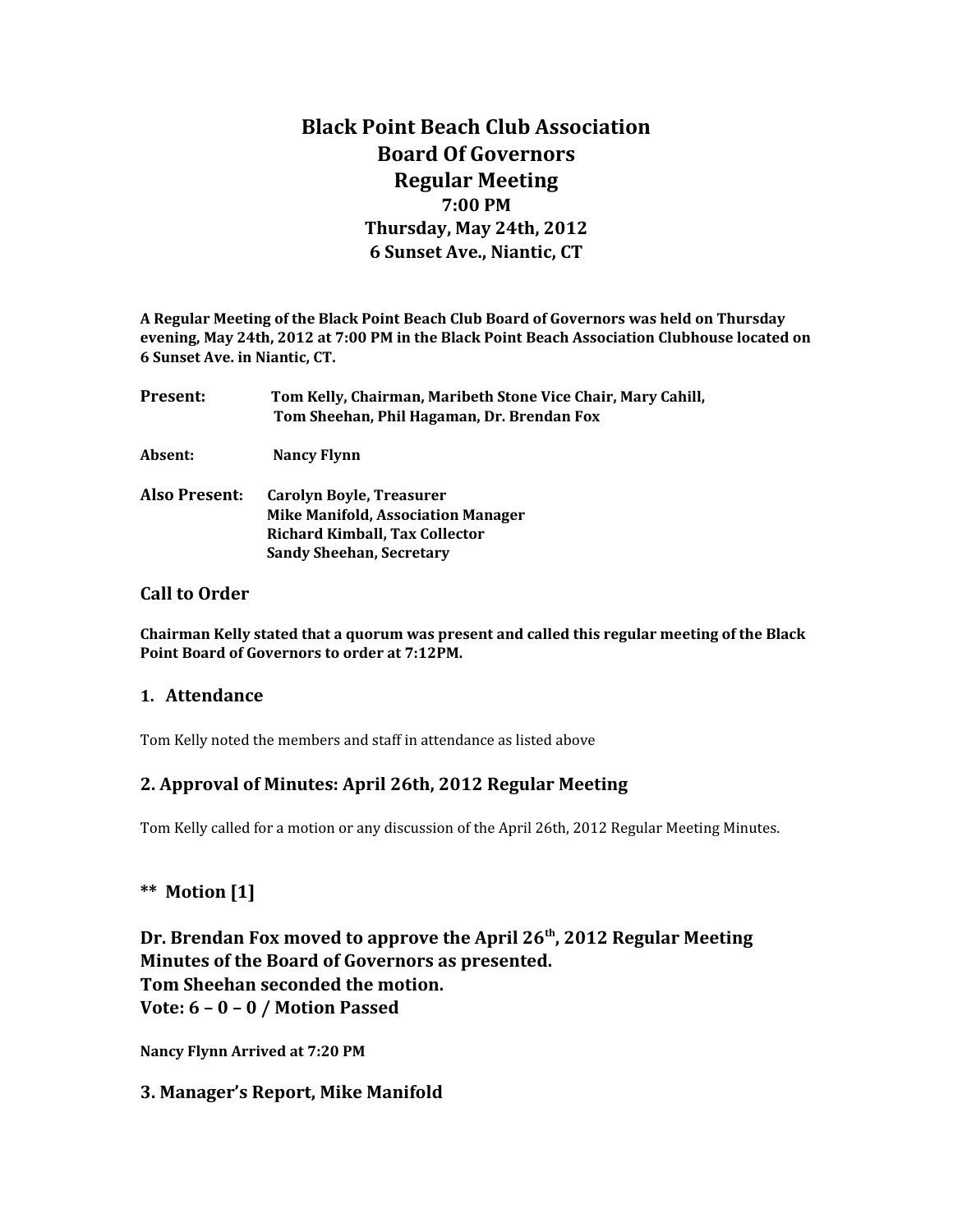# Black Point Beach Club Association
# Board Of Governors
# Regular Meeting
### 7:00 PM
### Thursday, May 24th, 2012
### 6 Sunset Ave., Niantic, CT

**A Regular Meeting of the Black Point Beach Club Board of Governors was held on Thursday evening, May 24th, 2012 at 7:00 PM in the Black Point Beach Association Clubhouse located on 6 Sunset Ave. in Niantic, CT.**

**Present:** **Tom Kelly, Chairman, Maribeth Stone Vice Chair, Mary Cahill, Tom Sheehan, Phil Hagaman, Dr. Brendan Fox**

**Absent:** **Nancy Flynn**

**Also Present:** **Carolyn Boyle, Treasurer**
**Mike Manifold, Association Manager**
**Richard Kimball, Tax Collector**
**Sandy Sheehan, Secretary**

## Call to Order

**Chairman Kelly stated that a quorum was present and called this regular meeting of the Black Point Board of Governors to order at 7:12PM.**

## 1. Attendance

Tom Kelly noted the members and staff in attendance as listed above

## 2. Approval of Minutes: April 26th, 2012 Regular Meeting

Tom Kelly called for a motion or any discussion of the April 26th, 2012 Regular Meeting Minutes.

## ** Motion [1]

**Dr. Brendan Fox moved to approve the April 26th, 2012 Regular Meeting Minutes of the Board of Governors as presented.**
**Tom Sheehan seconded the motion.**
**Vote: 6 – 0 – 0 / Motion Passed**

**Nancy Flynn Arrived at 7:20 PM**

## 3. Manager's Report, Mike Manifold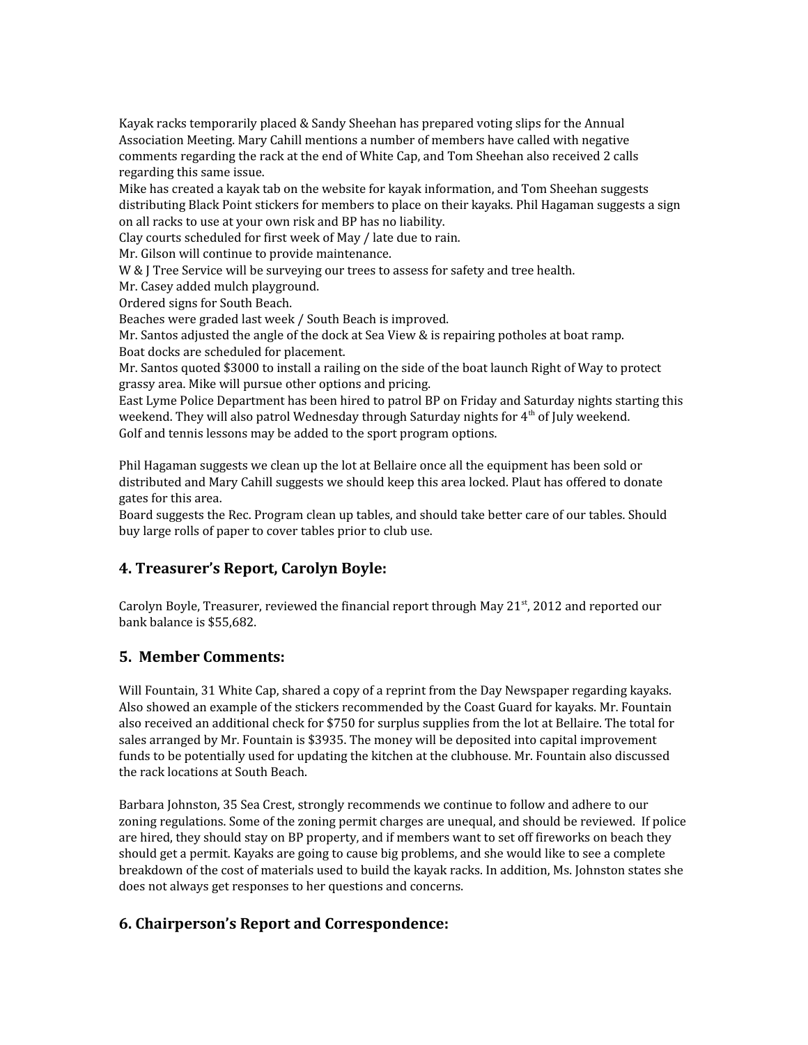Kayak racks temporarily placed & Sandy Sheehan has prepared voting slips for the Annual Association Meeting. Mary Cahill mentions a number of members have called with negative comments regarding the rack at the end of White Cap, and Tom Sheehan also received 2 calls regarding this same issue.
Mike has created a kayak tab on the website for kayak information, and Tom Sheehan suggests distributing Black Point stickers for members to place on their kayaks. Phil Hagaman suggests a sign on all racks to use at your own risk and BP has no liability.
Clay courts scheduled for first week of May / late due to rain.
Mr. Gilson will continue to provide maintenance.
W & J Tree Service will be surveying our trees to assess for safety and tree health.
Mr. Casey added mulch playground.
Ordered signs for South Beach.
Beaches were graded last week / South Beach is improved.
Mr. Santos adjusted the angle of the dock at Sea View & is repairing potholes at boat ramp.
Boat docks are scheduled for placement.
Mr. Santos quoted $3000 to install a railing on the side of the boat launch Right of Way to protect grassy area. Mike will pursue other options and pricing.
East Lyme Police Department has been hired to patrol BP on Friday and Saturday nights starting this weekend. They will also patrol Wednesday through Saturday nights for 4th of July weekend.
Golf and tennis lessons may be added to the sport program options.

Phil Hagaman suggests we clean up the lot at Bellaire once all the equipment has been sold or distributed and Mary Cahill suggests we should keep this area locked. Plaut has offered to donate gates for this area.
Board suggests the Rec. Program clean up tables, and should take better care of our tables. Should buy large rolls of paper to cover tables prior to club use.

## 4. Treasurer's Report, Carolyn Boyle:

Carolyn Boyle, Treasurer, reviewed the financial report through May 21st, 2012 and reported our bank balance is $55,682.

## 5. Member Comments:

Will Fountain, 31 White Cap, shared a copy of a reprint from the Day Newspaper regarding kayaks. Also showed an example of the stickers recommended by the Coast Guard for kayaks. Mr. Fountain also received an additional check for $750 for surplus supplies from the lot at Bellaire. The total for sales arranged by Mr. Fountain is $3935. The money will be deposited into capital improvement funds to be potentially used for updating the kitchen at the clubhouse. Mr. Fountain also discussed the rack locations at South Beach.

Barbara Johnston, 35 Sea Crest, strongly recommends we continue to follow and adhere to our zoning regulations. Some of the zoning permit charges are unequal, and should be reviewed. If police are hired, they should stay on BP property, and if members want to set off fireworks on beach they should get a permit. Kayaks are going to cause big problems, and she would like to see a complete breakdown of the cost of materials used to build the kayak racks. In addition, Ms. Johnston states she does not always get responses to her questions and concerns.

## 6. Chairperson's Report and Correspondence: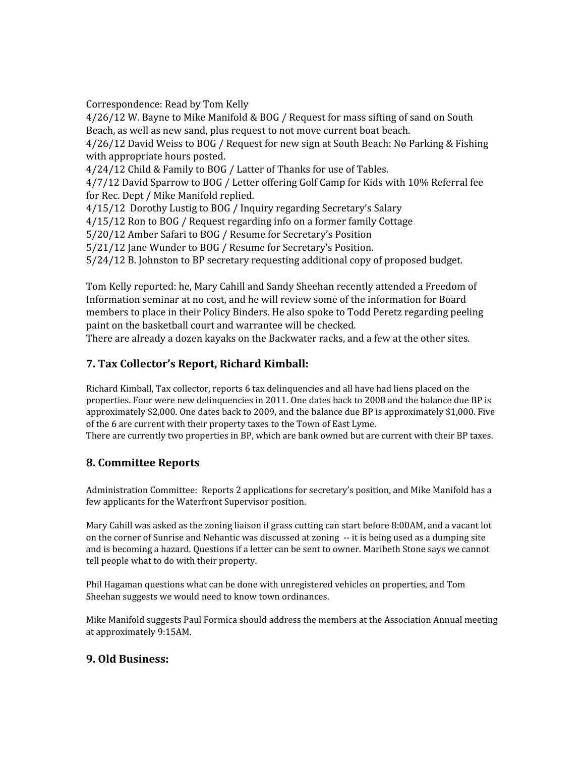Correspondence: Read by Tom Kelly
4/26/12 W. Bayne to Mike Manifold & BOG / Request for mass sifting of sand on South Beach, as well as new sand, plus request to not move current boat beach.
4/26/12 David Weiss to BOG / Request for new sign at South Beach: No Parking & Fishing with appropriate hours posted.
4/24/12 Child & Family to BOG / Latter of Thanks for use of Tables.
4/7/12 David Sparrow to BOG / Letter offering Golf Camp for Kids with 10% Referral fee for Rec. Dept / Mike Manifold replied.
4/15/12 Dorothy Lustig to BOG / Inquiry regarding Secretary's Salary
4/15/12 Ron to BOG / Request regarding info on a former family Cottage
5/20/12 Amber Safari to BOG / Resume for Secretary's Position
5/21/12 Jane Wunder to BOG / Resume for Secretary's Position.
5/24/12 B. Johnston to BP secretary requesting additional copy of proposed budget.

Tom Kelly reported: he, Mary Cahill and Sandy Sheehan recently attended a Freedom of Information seminar at no cost, and he will review some of the information for Board members to place in their Policy Binders. He also spoke to Todd Peretz regarding peeling paint on the basketball court and warrantee will be checked.
There are already a dozen kayaks on the Backwater racks, and a few at the other sites.

## 7. Tax Collector's Report, Richard Kimball:

Richard Kimball, Tax collector, reports 6 tax delinquencies and all have had liens placed on the properties. Four were new delinquencies in 2011. One dates back to 2008 and the balance due BP is approximately $2,000. One dates back to 2009, and the balance due BP is approximately $1,000. Five of the 6 are current with their property taxes to the Town of East Lyme.
There are currently two properties in BP, which are bank owned but are current with their BP taxes.

## 8. Committee Reports

Administration Committee: Reports 2 applications for secretary's position, and Mike Manifold has a few applicants for the Waterfront Supervisor position.

Mary Cahill was asked as the zoning liaison if grass cutting can start before 8:00AM, and a vacant lot on the corner of Sunrise and Nehantic was discussed at zoning -- it is being used as a dumping site and is becoming a hazard. Questions if a letter can be sent to owner. Maribeth Stone says we cannot tell people what to do with their property.

Phil Hagaman questions what can be done with unregistered vehicles on properties, and Tom Sheehan suggests we would need to know town ordinances.

Mike Manifold suggests Paul Formica should address the members at the Association Annual meeting at approximately 9:15AM.

## 9. Old Business: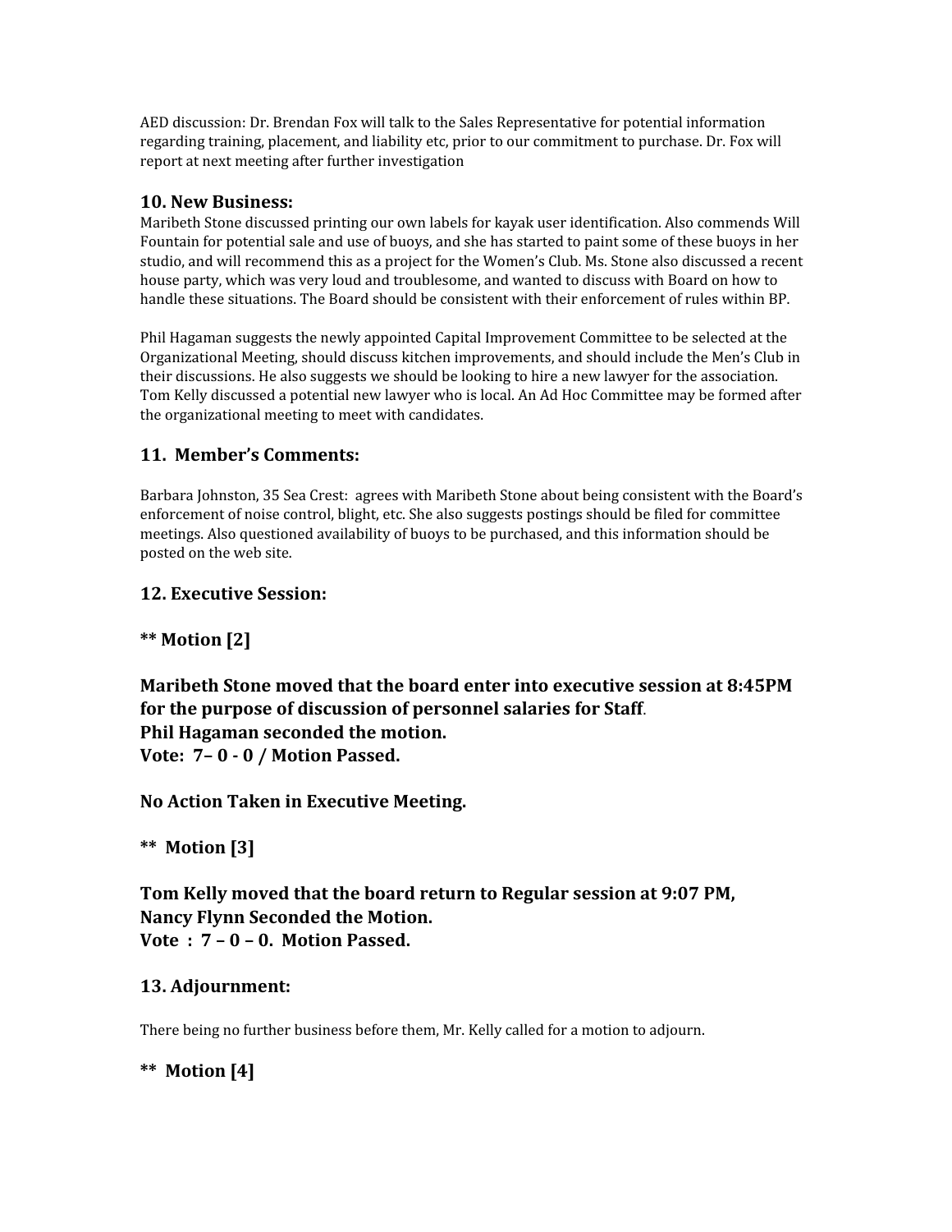AED discussion: Dr. Brendan Fox will talk to the Sales Representative for potential information regarding training, placement, and liability etc, prior to our commitment to purchase. Dr. Fox will report at next meeting after further investigation

### 10. New Business:

Maribeth Stone discussed printing our own labels for kayak user identification. Also commends Will Fountain for potential sale and use of buoys, and she has started to paint some of these buoys in her studio, and will recommend this as a project for the Women's Club. Ms. Stone also discussed a recent house party, which was very loud and troublesome, and wanted to discuss with Board on how to handle these situations. The Board should be consistent with their enforcement of rules within BP.

Phil Hagaman suggests the newly appointed Capital Improvement Committee to be selected at the Organizational Meeting, should discuss kitchen improvements, and should include the Men's Club in their discussions. He also suggests we should be looking to hire a new lawyer for the association. Tom Kelly discussed a potential new lawyer who is local. An Ad Hoc Committee may be formed after the organizational meeting to meet with candidates.

### 11. Member's Comments:

Barbara Johnston, 35 Sea Crest: agrees with Maribeth Stone about being consistent with the Board's enforcement of noise control, blight, etc. She also suggests postings should be filed for committee meetings. Also questioned availability of buoys to be purchased, and this information should be posted on the web site.

### 12. Executive Session:

**** Motion [2]**

**Maribeth Stone moved that the board enter into executive session at 8:45PM for the purpose of discussion of personnel salaries for Staff.**
**Phil Hagaman seconded the motion.**
**Vote: 7– 0 - 0 / Motion Passed.**

**No Action Taken in Executive Meeting.**

**** Motion [3]**

**Tom Kelly moved that the board return to Regular session at 9:07 PM,**
**Nancy Flynn Seconded the Motion.**
**Vote : 7 – 0 – 0. Motion Passed.**

### 13. Adjournment:

There being no further business before them, Mr. Kelly called for a motion to adjourn.

**** Motion [4]**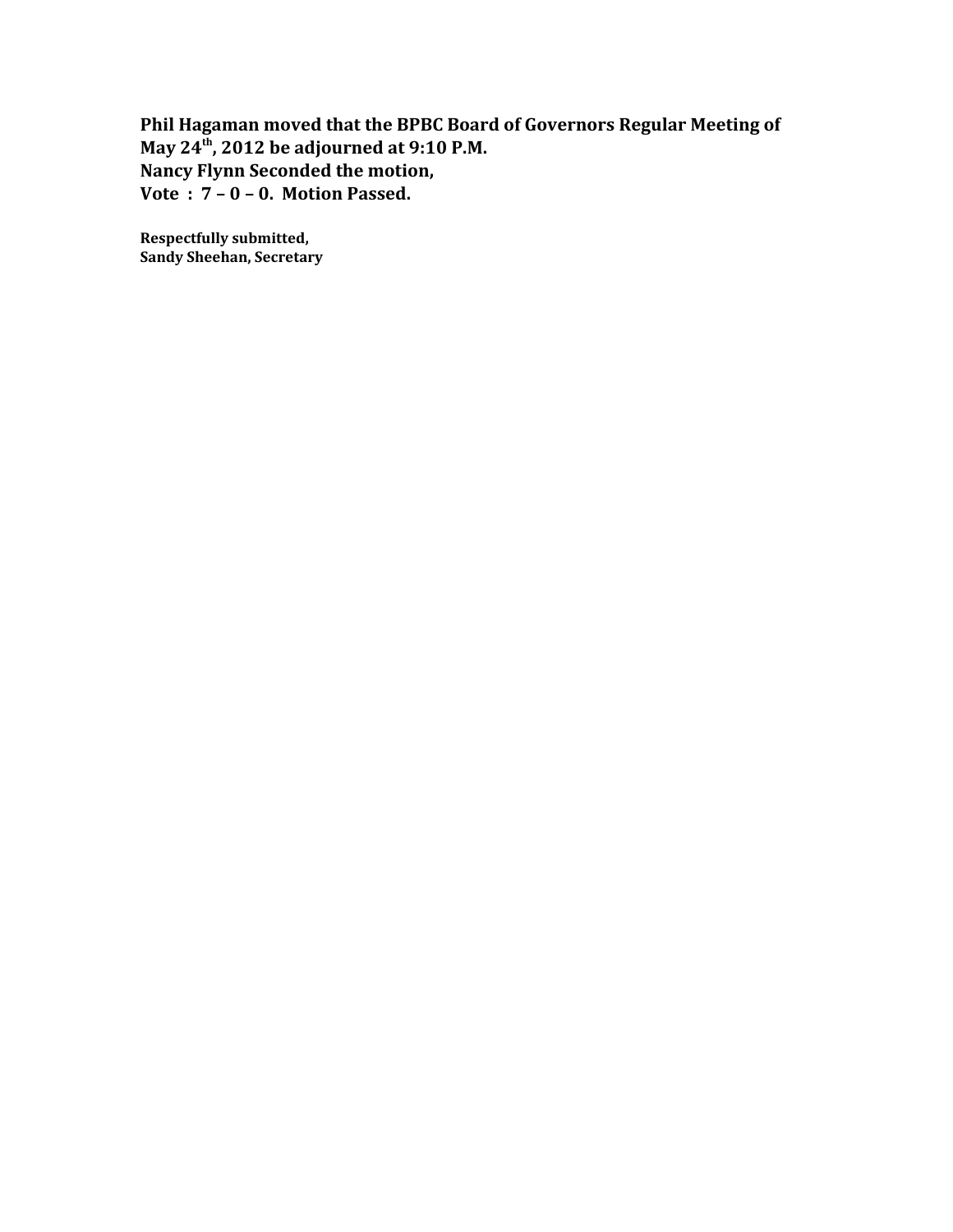**Phil Hagaman moved that the BPBC Board of Governors Regular Meeting of May 24th, 2012 be adjourned at 9:10 P.M.**
**Nancy Flynn Seconded the motion,**
**Vote : 7 – 0 – 0. Motion Passed.**

**Respectfully submitted,**
**Sandy Sheehan, Secretary**